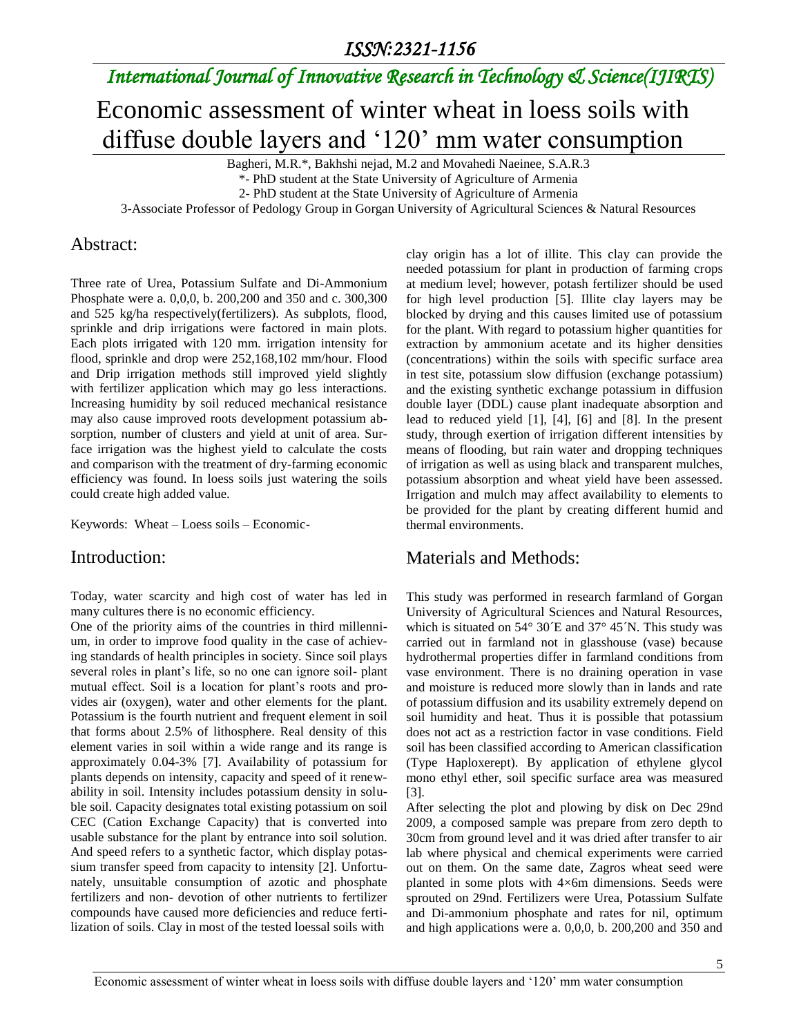# Economic assessment of winter wheat in loess soils with diffuse double layers and '120' mm water consumption

Bagheri, M.R.*, Bakhshi nejad, M.2 and Movahedi Naeinee, S.A.R.3

*- PhD student at the State University of Agriculture of Armenia

2- PhD student at the State University of Agriculture of Armenia

3-Associate Professor of Pedology Group in Gorgan University of Agricultural Sciences & Natural Resources

## Abstract:

Three rate of Urea, Potassium Sulfate and Di-Ammonium Phosphate were a. 0,0,0, b. 200,200 and 350 and c. 300,300 and 525 kg/ha respectively(fertilizers). As subplots, flood, sprinkle and drip irrigations were factored in main plots. Each plots irrigated with 120 mm. irrigation intensity for flood, sprinkle and drop were 252,168,102 mm/hour. Flood and Drip irrigation methods still improved yield slightly with fertilizer application which may go less interactions. Increasing humidity by soil reduced mechanical resistance may also cause improved roots development potassium absorption, number of clusters and yield at unit of area. Surface irrigation was the highest yield to calculate the costs and comparison with the treatment of dry-farming economic efficiency was found. In loess soils just watering the soils could create high added value.

Keywords: Wheat – Loess soils – Economic-

## Introduction:

Today, water scarcity and high cost of water has led in many cultures there is no economic efficiency.

One of the priority aims of the countries in third millennium, in order to improve food quality in the case of achieving standards of health principles in society. Since soil plays several roles in plant's life, so no one can ignore soil- plant mutual effect. Soil is a location for plant's roots and provides air (oxygen), water and other elements for the plant. Potassium is the fourth nutrient and frequent element in soil that forms about 2.5% of lithosphere. Real density of this element varies in soil within a wide range and its range is approximately 0.04-3% [7]. Availability of potassium for plants depends on intensity, capacity and speed of it renewability in soil. Intensity includes potassium density in soluble soil. Capacity designates total existing potassium on soil CEC (Cation Exchange Capacity) that is converted into usable substance for the plant by entrance into soil solution. And speed refers to a synthetic factor, which display potassium transfer speed from capacity to intensity [2]. Unfortunately, unsuitable consumption of azotic and phosphate fertilizers and non- devotion of other nutrients to fertilizer compounds have caused more deficiencies and reduce fertilization of soils. Clay in most of the tested loessal soils with clay origin has a lot of illite. This clay can provide the needed potassium for plant in production of farming crops at medium level; however, potash fertilizer should be used for high level production [5]. Illite clay layers may be blocked by drying and this causes limited use of potassium for the plant. With regard to potassium higher quantities for extraction by ammonium acetate and its higher densities (concentrations) within the soils with specific surface area in test site, potassium slow diffusion (exchange potassium) and the existing synthetic exchange potassium in diffusion double layer (DDL) cause plant inadequate absorption and lead to reduced yield [1], [4], [6] and [8]. In the present study, through exertion of irrigation different intensities by means of flooding, but rain water and dropping techniques of irrigation as well as using black and transparent mulches, potassium absorption and wheat yield have been assessed. Irrigation and mulch may affect availability to elements to be provided for the plant by creating different humid and thermal environments.

## Materials and Methods:

This study was performed in research farmland of Gorgan University of Agricultural Sciences and Natural Resources, which is situated on 54° 30´E and 37° 45´N. This study was carried out in farmland not in glasshouse (vase) because hydrothermal properties differ in farmland conditions from vase environment. There is no draining operation in vase and moisture is reduced more slowly than in lands and rate of potassium diffusion and its usability extremely depend on soil humidity and heat. Thus it is possible that potassium does not act as a restriction factor in vase conditions. Field soil has been classified according to American classification (Type Haploxerept). By application of ethylene glycol mono ethyl ether, soil specific surface area was measured [3].

After selecting the plot and plowing by disk on Dec 29nd 2009, a composed sample was prepare from zero depth to 30cm from ground level and it was dried after transfer to air lab where physical and chemical experiments were carried out on them. On the same date, Zagros wheat seed were planted in some plots with 4×6m dimensions. Seeds were sprouted on 29nd. Fertilizers were Urea, Potassium Sulfate and Di-ammonium phosphate and rates for nil, optimum and high applications were a. 0,0,0, b. 200,200 and 350 and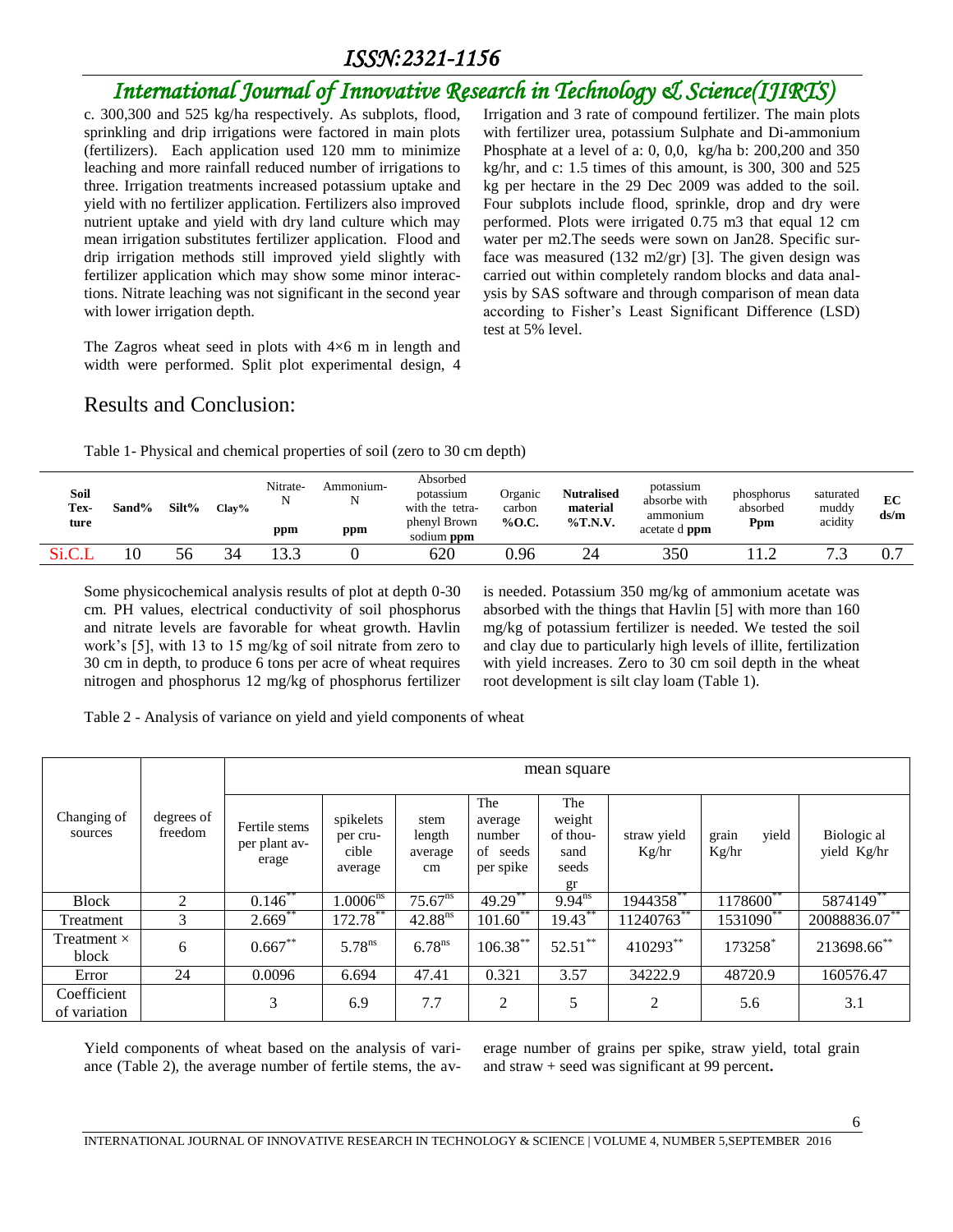c. 300,300 and 525 kg/ha respectively. As subplots, flood, sprinkling and drip irrigations were factored in main plots (fertilizers). Each application used 120 mm to minimize leaching and more rainfall reduced number of irrigations to three. Irrigation treatments increased potassium uptake and yield with no fertilizer application. Fertilizers also improved nutrient uptake and yield with dry land culture which may mean irrigation substitutes fertilizer application. Flood and drip irrigation methods still improved yield slightly with fertilizer application which may show some minor interactions. Nitrate leaching was not significant in the second year with lower irrigation depth.

The Zagros wheat seed in plots with 4×6 m in length and width were performed. Split plot experimental design, 4 Irrigation and 3 rate of compound fertilizer. The main plots with fertilizer urea, potassium Sulphate and Di-ammonium Phosphate at a level of a: 0, 0,0, kg/ha b: 200,200 and 350 kg/hr, and c: 1.5 times of this amount, is 300, 300 and 525 kg per hectare in the 29 Dec 2009 was added to the soil. Four subplots include flood, sprinkle, drop and dry were performed. Plots were irrigated 0.75 m3 that equal 12 cm water per m2.The seeds were sown on Jan28. Specific surface was measured (132 m2/gr) [3]. The given design was carried out within completely random blocks and data analysis by SAS software and through comparison of mean data according to Fisher's Least Significant Difference (LSD) test at 5% level.

## Results and Conclusion:

Table 1- Physical and chemical properties of soil (zero to 30 cm depth)

| **Soil Texture** | **Sand%** | **Silt%** | **Clay%** | Nitrate-N ppm | Ammonium-N ppm | Absorbed potassium with the tetra-phenyl Brown sodium **ppm** | Organic carbon **%O.C.** | **Nutralised material %T.N.V.** | potassium absorbe with ammonium acetate d **ppm** | phosphorus absorbed **Ppm** | saturated muddy acidity | **EC ds/m** |
|---|---|---|---|---|---|---|---|---|---|---|---|---|
| Si.C.L | 10 | 56 | 34 | 13.3 | 0 | 620 | 0.96 | 24 | 350 | 11.2 | 7.3 | 0.7 |

Some physicochemical analysis results of plot at depth 0-30 cm. PH values, electrical conductivity of soil phosphorus and nitrate levels are favorable for wheat growth. Havlin work's [5], with 13 to 15 mg/kg of soil nitrate from zero to 30 cm in depth, to produce 6 tons per acre of wheat requires nitrogen and phosphorus 12 mg/kg of phosphorus fertilizer is needed. Potassium 350 mg/kg of ammonium acetate was absorbed with the things that Havlin [5] with more than 160 mg/kg of potassium fertilizer is needed. We tested the soil and clay due to particularly high levels of illite, fertilization with yield increases. Zero to 30 cm soil depth in the wheat root development is silt clay loam (Table 1).

Table 2 - Analysis of variance on yield and yield components of wheat

| Changing of sources | degrees of freedom | mean square | | | | | | | |
|---|---|---|---|---|---|---|---|---|---|
| | | Fertile stems per plant average | spikelets per crucible average | stem length average cm | The average number of seeds per spike | The weight of thousand seeds gr | straw yield Kg/hr | grain yield Kg/hr | Biological yield Kg/hr |
| Block | 2 | $0.146^{**}$ | $1.0006^{ns}$ | $75.67^{ns}$ | $49.29^{**}$ | $9.94^{ns}$ | $1944358^{**}$ | $1178600^{**}$ | $5874149^{**}$ |
| Treatment | 3 | $2.669^{**}$ | $172.78^{**}$ | $42.88^{ns}$ | $101.60^{**}$ | $19.43^{**}$ | $11240763^{**}$ | $1531090^{**}$ | $20088836.07^{**}$ |
| Treatment × block | 6 | $0.667^{**}$ | $5.78^{ns}$ | $6.78^{ns}$ | $106.38^{**}$ | $52.51^{**}$ | $410293^{**}$ | $173258^{*}$ | $213698.66^{**}$ |
| Error | 24 | 0.0096 | 6.694 | 47.41 | 0.321 | 3.57 | 34222.9 | 48720.9 | 160576.47 |
| Coefficient of variation | | 3 | 6.9 | 7.7 | 2 | 5 | 2 | 5.6 | 3.1 |

Yield components of wheat based on the analysis of variance (Table 2), the average number of fertile stems, the average number of grains per spike, straw yield, total grain and straw + seed was significant at 99 percent**.**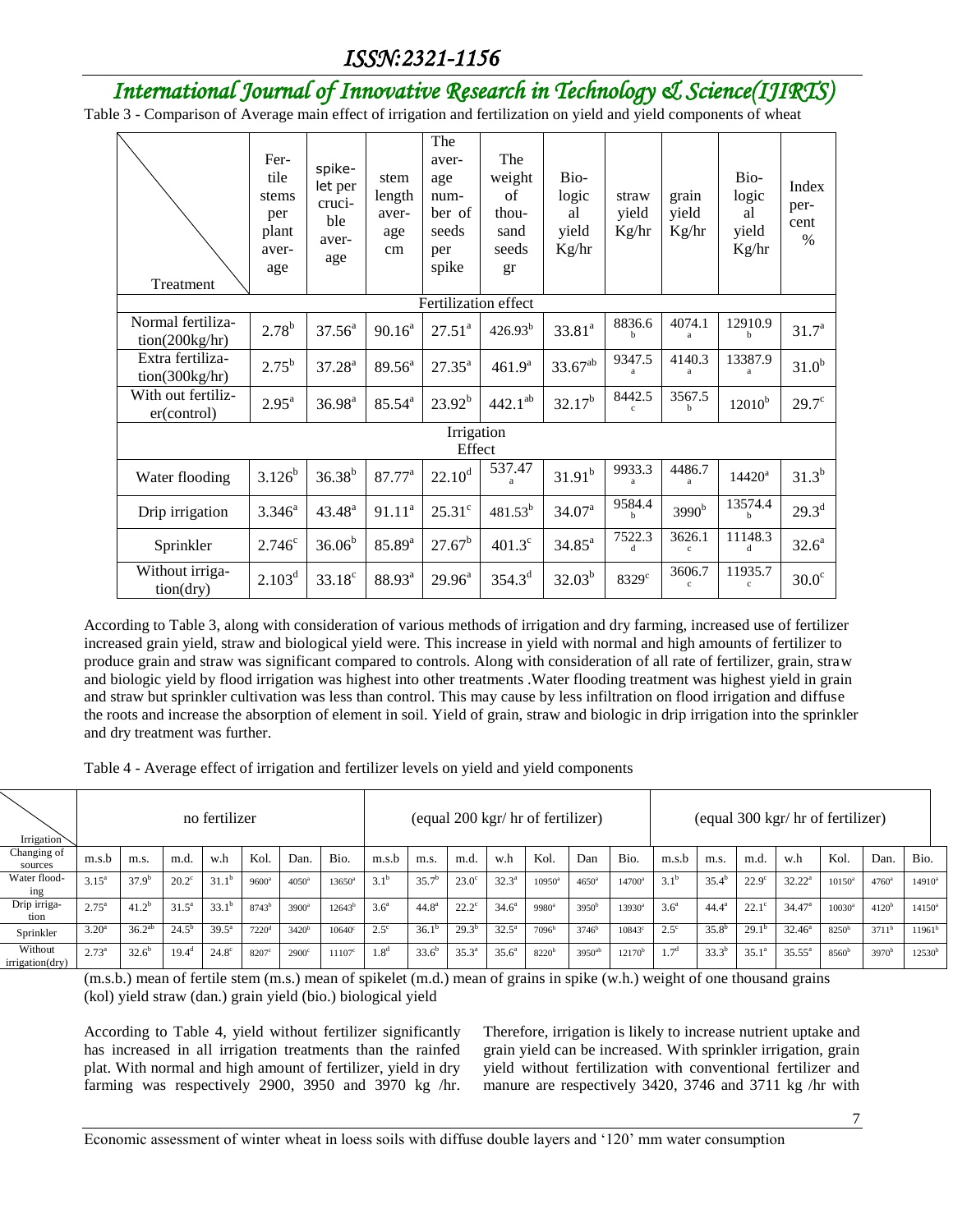Table 3 - Comparison of Average main effect of irrigation and fertilization on yield and yield components of wheat

| Treatment | Fertile stems per plant average | spikelet per crucible average | stem length average cm | The average number of seeds per spike | The weight of thousand seeds gr | Biological yield Kg/hr | straw yield Kg/hr | grain yield Kg/hr | Biological yield Kg/hr | Index percent % |
|---|---|---|---|---|---|---|---|---|---|---|
| **Fertilization effect** | | | | | | | | | | |
| Normal fertilization(200kg/hr) | $2.78^{b}$ | $37.56^{a}$ | $90.16^{a}$ | $27.51^{a}$ | $426.93^{b}$ | $33.81^{a}$ | $8836.6^{b}$ | $4074.1^{a}$ | $12910.9^{b}$ | $31.7^{a}$ |
| Extra fertilization(300kg/hr) | $2.75^{b}$ | $37.28^{a}$ | $89.56^{a}$ | $27.35^{a}$ | $461.9^{a}$ | $33.67^{ab}$ | $9347.5^{a}$ | $4140.3^{a}$ | $13387.9^{a}$ | $31.0^{b}$ |
| With out fertilizer(control) | $2.95^{a}$ | $36.98^{a}$ | $85.54^{a}$ | $23.92^{b}$ | $442.1^{ab}$ | $32.17^{b}$ | $8442.5^{c}$ | $3567.5^{b}$ | $12010^{b}$ | $29.7^{c}$ |
| **Irrigation Effect** | | | | | | | | | | |
| Water flooding | $3.126^{b}$ | $36.38^{b}$ | $87.77^{a}$ | $22.10^{d}$ | $537.47^{a}$ | $31.91^{b}$ | $9933.3^{a}$ | $4486.7^{a}$ | $14420^{a}$ | $31.3^{b}$ |
| Drip irrigation | $3.346^{a}$ | $43.48^{a}$ | $91.11^{a}$ | $25.31^{c}$ | $481.53^{b}$ | $34.07^{a}$ | $9584.4^{b}$ | $3990^{b}$ | $13574.4^{b}$ | $29.3^{d}$ |
| Sprinkler | $2.746^{c}$ | $36.06^{b}$ | $85.89^{a}$ | $27.67^{b}$ | $401.3^{c}$ | $34.85^{a}$ | $7522.3^{d}$ | $3626.1^{c}$ | $11148.3^{d}$ | $32.6^{a}$ |
| Without irrigation(dry) | $2.103^{d}$ | $33.18^{c}$ | $88.93^{a}$ | $29.96^{a}$ | $354.3^{d}$ | $32.03^{b}$ | $8329^{c}$ | $3606.7^{c}$ | $11935.7^{c}$ | $30.0^{c}$ |

According to Table 3, along with consideration of various methods of irrigation and dry farming, increased use of fertilizer increased grain yield, straw and biological yield were. This increase in yield with normal and high amounts of fertilizer to produce grain and straw was significant compared to controls. Along with consideration of all rate of fertilizer, grain, straw and biologic yield by flood irrigation was highest into other treatments .Water flooding treatment was highest yield in grain and straw but sprinkler cultivation was less than control. This may cause by less infiltration on flood irrigation and diffuse the roots and increase the absorption of element in soil. Yield of grain, straw and biologic in drip irrigation into the sprinkler and dry treatment was further.

Table 4 - Average effect of irrigation and fertilizer levels on yield and yield components

| Irrigation | no fertilizer | | | | | | | (equal 200 kgr/ hr of fertilizer) | | | | | | | (equal 300 kgr/ hr of fertilizer) | | | | | | |
|---|---|---|---|---|---|---|---|---|---|---|---|---|---|---|---|---|---|---|---|---|---|
| Changing of sources | m.s.b | m.s. | m.d. | w.h | Kol. | Dan. | Bio. | m.s.b | m.s. | m.d. | w.h | Kol. | Dan | Bio. | m.s.b | m.s. | m.d. | w.h | Kol. | Dan. | Bio. |
| Water flooding | $3.15^{a}$ | $37.9^{b}$ | $20.2^{c}$ | $31.1^{b}$ | $9600^{a}$ | $4050^{a}$ | $13650^{a}$ | $3.1^{b}$ | $35.7^{b}$ | $23.0^{c}$ | $32.3^{a}$ | $10950^{a}$ | $4650^{a}$ | $14700^{a}$ | $3.1^{b}$ | $35.4^{b}$ | $22.9^{c}$ | $32.22^{a}$ | $10150^{a}$ | $4760^{a}$ | $14910^{a}$ |
| Drip irrigation | $2.75^{a}$ | $41.2^{b}$ | $31.5^{a}$ | $33.1^{b}$ | $8743^{b}$ | $3900^{a}$ | $12643^{b}$ | $3.6^{a}$ | $44.8^{a}$ | $22.2^{c}$ | $34.6^{a}$ | $9980^{a}$ | $3950^{b}$ | $13930^{a}$ | $3.6^{a}$ | $44.4^{a}$ | $22.1^{c}$ | $34.47^{a}$ | $10030^{a}$ | $4120^{b}$ | $14150^{a}$ |
| Sprinkler | $3.20^{a}$ | $36.2^{ab}$ | $24.5^{b}$ | $39.5^{a}$ | $7220^{d}$ | $3420^{b}$ | $10640^{c}$ | $2.5^{c}$ | $36.1^{b}$ | $29.3^{b}$ | $32.5^{a}$ | $7096^{b}$ | $3746^{b}$ | $10843^{c}$ | $2.5^{c}$ | $35.8^{b}$ | $29.1^{b}$ | $32.46^{a}$ | $8250^{b}$ | $3711^{b}$ | $11961^{b}$ |
| Without irrigation(dry) | $2.73^{a}$ | $32.6^{b}$ | $19.4^{d}$ | $24.8^{c}$ | $8207^{c}$ | $2900^{c}$ | $11107^{c}$ | $1.8^{d}$ | $33.6^{b}$ | $35.3^{a}$ | $35.6^{a}$ | $8220^{b}$ | $3950^{ab}$ | $12170^{b}$ | $1.7^{d}$ | $33.3^{b}$ | $35.1^{a}$ | $35.55^{a}$ | $8560^{b}$ | $3970^{b}$ | $12530^{b}$ |

(m.s.b.) mean of fertile stem (m.s.) mean of spikelet (m.d.) mean of grains in spike (w.h.) weight of one thousand grains (kol) yield straw (dan.) grain yield (bio.) biological yield

According to Table 4, yield without fertilizer significantly has increased in all irrigation treatments than the rainfed plat. With normal and high amount of fertilizer, yield in dry farming was respectively 2900, 3950 and 3970 kg /hr. Therefore, irrigation is likely to increase nutrient uptake and grain yield can be increased. With sprinkler irrigation, grain yield without fertilization with conventional fertilizer and manure are respectively 3420, 3746 and 3711 kg /hr with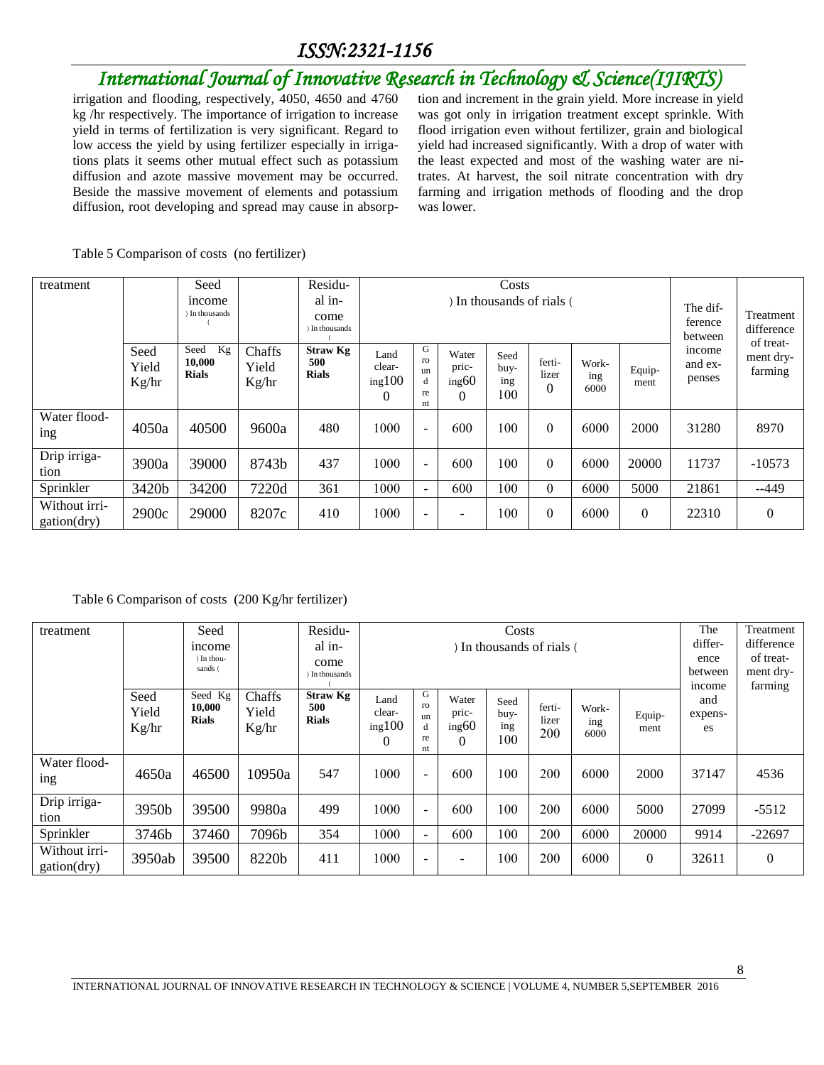irrigation and flooding, respectively, 4050, 4650 and 4760 kg /hr respectively. The importance of irrigation to increase yield in terms of fertilization is very significant. Regard to low access the yield by using fertilizer especially in irrigations plats it seems other mutual effect such as potassium diffusion and azote massive movement may be occurred. Beside the massive movement of elements and potassium diffusion, root developing and spread may cause in absorption and increment in the grain yield. More increase in yield was got only in irrigation treatment except sprinkle. With flood irrigation even without fertilizer, grain and biological yield had increased significantly. With a drop of water with the least expected and most of the washing water are nitrates. At harvest, the soil nitrate concentration with dry farming and irrigation methods of flooding and the drop was lower.

Table 5 Comparison of costs (no fertilizer)

| treatment | | Seed income ) In thousands ( | | Residual income ) In thousands ( | Costs ) In thousands of rials ( | | | | | | | The difference between income and expenses | Treatment difference of treatment dry-farming |
|---|---|---|---|---|---|---|---|---|---|---|---|---|---|
| | Seed Yield Kg/hr | Seed Kg 10,000 Rials | Chaffs Yield Kg/hr | Straw Kg 500 Rials | Land clearing1000 | Ground rent | Water pricing600 | Seed buying 100 | fertilizer 0 | Working 6000 | Equipment | | |
| Water flooding | 4050a | 40500 | 9600a | 480 | 1000 | - | 600 | 100 | 0 | 6000 | 2000 | 31280 | 8970 |
| Drip irrigation | 3900a | 39000 | 8743b | 437 | 1000 | - | 600 | 100 | 0 | 6000 | 20000 | 11737 | -10573 |
| Sprinkler | 3420b | 34200 | 7220d | 361 | 1000 | - | 600 | 100 | 0 | 6000 | 5000 | 21861 | --449 |
| Without irrigation(dry) | 2900c | 29000 | 8207c | 410 | 1000 | - | - | 100 | 0 | 6000 | 0 | 22310 | 0 |

Table 6 Comparison of costs (200 Kg/hr fertilizer)

| treatment | | Seed income ) In thousands ( | | Residual income ) In thousands ( | Costs ) In thousands of rials ( | | | | | | | The difference between income and expenses | Treatment difference of treatment dry-farming |
|---|---|---|---|---|---|---|---|---|---|---|---|---|---|
| | Seed Yield Kg/hr | Seed Kg 10,000 Rials | Chaffs Yield Kg/hr | Straw Kg 500 Rials | Land clearing1000 | Ground rent | Water pricing600 | Seed buying 100 | fertilizer 200 | Working 6000 | Equipment | | |
| Water flooding | 4650a | 46500 | 10950a | 547 | 1000 | - | 600 | 100 | 200 | 6000 | 2000 | 37147 | 4536 |
| Drip irrigation | 3950b | 39500 | 9980a | 499 | 1000 | - | 600 | 100 | 200 | 6000 | 5000 | 27099 | -5512 |
| Sprinkler | 3746b | 37460 | 7096b | 354 | 1000 | - | 600 | 100 | 200 | 6000 | 20000 | 9914 | -22697 |
| Without irrigation(dry) | 3950ab | 39500 | 8220b | 411 | 1000 | - | - | 100 | 200 | 6000 | 0 | 32611 | 0 |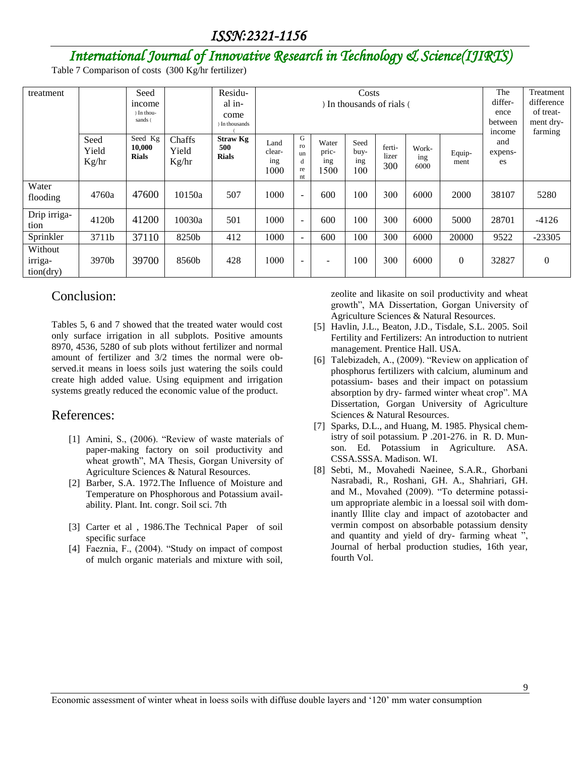Table 7 Comparison of costs (300 Kg/hr fertilizer)

| treatment | | Seed income ) In thousands ( | | Residual income ) In thousands ( | Costs ) In thousands of rials ( | | | | | | | The difference between income and expenses | Treatment difference of treatment dry-farming |
|---|---|---|---|---|---|---|---|---|---|---|---|---|---|
| | Seed Yield Kg/hr | **Seed Kg 10,000 Rials** | Chaffs Yield Kg/hr | **Straw Kg 500 Rials** | Land clearing 1000 | Ground rent | Water pricing 1500 | Seed buying 100 | fertilizer 300 | Working 6000 | Equipment | | |
| Water flooding | 4760a | 47600 | 10150a | 507 | 1000 | - | 600 | 100 | 300 | 6000 | 2000 | 38107 | 5280 |
| Drip irrigation | 4120b | 41200 | 10030a | 501 | 1000 | - | 600 | 100 | 300 | 6000 | 5000 | 28701 | -4126 |
| Sprinkler | 3711b | 37110 | 8250b | 412 | 1000 | - | 600 | 100 | 300 | 6000 | 20000 | 9522 | -23305 |
| Without irrigation(dry) | 3970b | 39700 | 8560b | 428 | 1000 | - | - | 100 | 300 | 6000 | 0 | 32827 | 0 |

## Conclusion:

Tables 5, 6 and 7 showed that the treated water would cost only surface irrigation in all subplots. Positive amounts 8970, 4536, 5280 of sub plots without fertilizer and normal amount of fertilizer and 3/2 times the normal were observed.it means in loess soils just watering the soils could create high added value. Using equipment and irrigation systems greatly reduced the economic value of the product.

## References:

[1] Amini, S., (2006). "Review of waste materials of paper-making factory on soil productivity and wheat growth", MA Thesis, Gorgan University of Agriculture Sciences & Natural Resources.

[2] Barber, S.A. 1972.The Influence of Moisture and Temperature on Phosphorous and Potassium availability. Plant. Int. congr. Soil sci. 7th

[3] Carter et al , 1986.The Technical Paper of soil specific surface

[4] Faeznia, F., (2004). "Study on impact of compost of mulch organic materials and mixture with soil, zeolite and likasite on soil productivity and wheat growth", MA Dissertation, Gorgan University of Agriculture Sciences & Natural Resources.

[5] Havlin, J.L., Beaton, J.D., Tisdale, S.L. 2005. Soil Fertility and Fertilizers: An introduction to nutrient management. Prentice Hall. USA.

[6] Talebizadeh, A., (2009). "Review on application of phosphorus fertilizers with calcium, aluminum and potassium- bases and their impact on potassium absorption by dry- farmed winter wheat crop". MA Dissertation, Gorgan University of Agriculture Sciences & Natural Resources.

[7] Sparks, D.L., and Huang, M. 1985. Physical chemistry of soil potassium. P .201-276. in R. D. Munson. Ed. Potassium in Agriculture. ASA. CSSA.SSSA. Madison. WI.

[8] Sebti, M., Movahedi Naeinee, S.A.R., Ghorbani Nasrabadi, R., Roshani, GH. A., Shahriari, GH. and M., Movahed (2009). "To determine potassium appropriate alembic in a loessal soil with dominantly Illite clay and impact of azotobacter and vermin compost on absorbable potassium density and quantity and yield of dry- farming wheat ", Journal of herbal production studies, 16th year, fourth Vol.